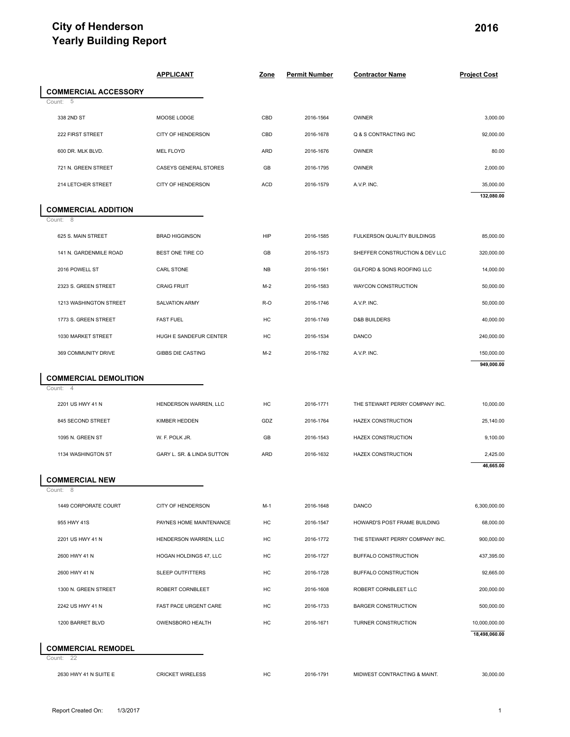# City of Henderson
# Yearly Building Report

**2016**

| | APPLICANT | Zone | Permit Number | Contractor Name | Project Cost |
|---|---|---|---|---|---|
| **COMMERCIAL ACCESSORY** | | | | | |
| Count: 5 | | | | | |
| 338 2ND ST | MOOSE LODGE | CBD | 2016-1564 | OWNER | 3,000.00 |
| 222 FIRST STREET | CITY OF HENDERSON | CBD | 2016-1678 | Q & S CONTRACTING INC | 92,000.00 |
| 600 DR. MLK BLVD. | MEL FLOYD | ARD | 2016-1676 | OWNER | 80.00 |
| 721 N. GREEN STREET | CASEYS GENERAL STORES | GB | 2016-1795 | OWNER | 2,000.00 |
| 214 LETCHER STREET | CITY OF HENDERSON | ACD | 2016-1579 | A.V.P. INC. | 35,000.00 |
| | | | | | **132,080.00** |
| **COMMERCIAL ADDITION** | | | | | |
| Count: 8 | | | | | |
| 625 S. MAIN STREET | BRAD HIGGINSON | HIP | 2016-1585 | FULKERSON QUALITY BUILDINGS | 85,000.00 |
| 141 N. GARDENMILE ROAD | BEST ONE TIRE CO | GB | 2016-1573 | SHEFFER CONSTRUCTION & DEV LLC | 320,000.00 |
| 2016 POWELL ST | CARL STONE | NB | 2016-1561 | GILFORD & SONS ROOFING LLC | 14,000.00 |
| 2323 S. GREEN STREET | CRAIG FRUIT | M-2 | 2016-1583 | WAYCON CONSTRUCTION | 50,000.00 |
| 1213 WASHINGTON STREET | SALVATION ARMY | R-O | 2016-1746 | A.V.P. INC. | 50,000.00 |
| 1773 S. GREEN STREET | FAST FUEL | HC | 2016-1749 | D&B BUILDERS | 40,000.00 |
| 1030 MARKET STREET | HUGH E SANDEFUR CENTER | HC | 2016-1534 | DANCO | 240,000.00 |
| 369 COMMUNITY DRIVE | GIBBS DIE CASTING | M-2 | 2016-1782 | A.V.P. INC. | 150,000.00 |
| | | | | | **949,000.00** |
| **COMMERCIAL DEMOLITION** | | | | | |
| Count: 4 | | | | | |
| 2201 US HWY 41 N | HENDERSON WARREN, LLC | HC | 2016-1771 | THE STEWART PERRY COMPANY INC. | 10,000.00 |
| 845 SECOND STREET | KIMBER HEDDEN | GDZ | 2016-1764 | HAZEX CONSTRUCTION | 25,140.00 |
| 1095 N. GREEN ST | W. F. POLK JR. | GB | 2016-1543 | HAZEX CONSTRUCTION | 9,100.00 |
| 1134 WASHINGTON ST | GARY L. SR. & LINDA SUTTON | ARD | 2016-1632 | HAZEX CONSTRUCTION | 2,425.00 |
| | | | | | **46,665.00** |
| **COMMERCIAL NEW** | | | | | |
| Count: 8 | | | | | |
| 1449 CORPORATE COURT | CITY OF HENDERSON | M-1 | 2016-1648 | DANCO | 6,300,000.00 |
| 955 HWY 41S | PAYNES HOME MAINTENANCE | HC | 2016-1547 | HOWARD'S POST FRAME BUILDING | 68,000.00 |
| 2201 US HWY 41 N | HENDERSON WARREN, LLC | HC | 2016-1772 | THE STEWART PERRY COMPANY INC. | 900,000.00 |
| 2600 HWY 41 N | HOGAN HOLDINGS 47, LLC | HC | 2016-1727 | BUFFALO CONSTRUCTION | 437,395.00 |
| 2600 HWY 41 N | SLEEP OUTFITTERS | HC | 2016-1728 | BUFFALO CONSTRUCTION | 92,665.00 |
| 1300 N. GREEN STREET | ROBERT CORNBLEET | HC | 2016-1608 | ROBERT CORNBLEET LLC | 200,000.00 |
| 2242 US HWY 41 N | FAST PACE URGENT CARE | HC | 2016-1733 | BARGER CONSTRUCTION | 500,000.00 |
| 1200 BARRET BLVD | OWENSBORO HEALTH | HC | 2016-1671 | TURNER CONSTRUCTION | 10,000,000.00 |
| | | | | | **18,498,060.00** |
| **COMMERCIAL REMODEL** | | | | | |
| Count: 22 | | | | | |
| 2630 HWY 41 N SUITE E | CRICKET WIRELESS | HC | 2016-1791 | MIDWEST CONTRACTING & MAINT. | 30,000.00 |

Report Created On: 1/3/2017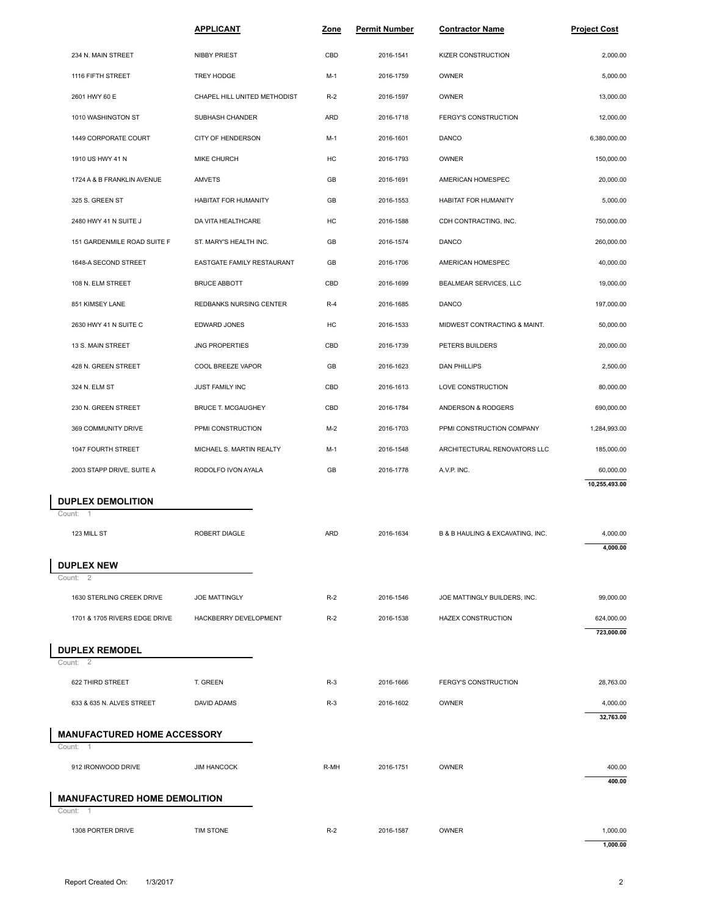| | APPLICANT | Zone | Permit Number | Contractor Name | Project Cost |
|---|---|---|---|---|---|
| 234 N. MAIN STREET | NIBBY PRIEST | CBD | 2016-1541 | KIZER CONSTRUCTION | 2,000.00 |
| 1116 FIFTH STREET | TREY HODGE | M-1 | 2016-1759 | OWNER | 5,000.00 |
| 2601 HWY 60 E | CHAPEL HILL UNITED METHODIST | R-2 | 2016-1597 | OWNER | 13,000.00 |
| 1010 WASHINGTON ST | SUBHASH CHANDER | ARD | 2016-1718 | FERGY'S CONSTRUCTION | 12,000.00 |
| 1449 CORPORATE COURT | CITY OF HENDERSON | M-1 | 2016-1601 | DANCO | 6,380,000.00 |
| 1910 US HWY 41 N | MIKE CHURCH | HC | 2016-1793 | OWNER | 150,000.00 |
| 1724 A & B FRANKLIN AVENUE | AMVETS | GB | 2016-1691 | AMERICAN HOMESPEC | 20,000.00 |
| 325 S. GREEN ST | HABITAT FOR HUMANITY | GB | 2016-1553 | HABITAT FOR HUMANITY | 5,000.00 |
| 2480 HWY 41 N SUITE J | DA VITA HEALTHCARE | HC | 2016-1588 | CDH CONTRACTING, INC. | 750,000.00 |
| 151 GARDENMILE ROAD SUITE F | ST. MARY'S HEALTH INC. | GB | 2016-1574 | DANCO | 260,000.00 |
| 1648-A SECOND STREET | EASTGATE FAMILY RESTAURANT | GB | 2016-1706 | AMERICAN HOMESPEC | 40,000.00 |
| 108 N. ELM STREET | BRUCE ABBOTT | CBD | 2016-1699 | BEALMEAR SERVICES, LLC | 19,000.00 |
| 851 KIMSEY LANE | REDBANKS NURSING CENTER | R-4 | 2016-1685 | DANCO | 197,000.00 |
| 2630 HWY 41 N SUITE C | EDWARD JONES | HC | 2016-1533 | MIDWEST CONTRACTING & MAINT. | 50,000.00 |
| 13 S. MAIN STREET | JNG PROPERTIES | CBD | 2016-1739 | PETERS BUILDERS | 20,000.00 |
| 428 N. GREEN STREET | COOL BREEZE VAPOR | GB | 2016-1623 | DAN PHILLIPS | 2,500.00 |
| 324 N. ELM ST | JUST FAMILY INC | CBD | 2016-1613 | LOVE CONSTRUCTION | 80,000.00 |
| 230 N. GREEN STREET | BRUCE T. MCGAUGHEY | CBD | 2016-1784 | ANDERSON & RODGERS | 690,000.00 |
| 369 COMMUNITY DRIVE | PPMI CONSTRUCTION | M-2 | 2016-1703 | PPMI CONSTRUCTION COMPANY | 1,284,993.00 |
| 1047 FOURTH STREET | MICHAEL S. MARTIN REALTY | M-1 | 2016-1548 | ARCHITECTURAL RENOVATORS LLC | 185,000.00 |
| 2003 STAPP DRIVE, SUITE A | RODOLFO IVON AYALA | GB | 2016-1778 | A.V.P. INC. | 60,000.00 |
| | | | | | **10,255,493.00** |

## DUPLEX DEMOLITION

Count: 1

| | | | | | |
|---|---|---|---|---|---|
| 123 MILL ST | ROBERT DIAGLE | ARD | 2016-1634 | B & B HAULING & EXCAVATING, INC. | 4,000.00 |
| | | | | | **4,000.00** |

## DUPLEX NEW

Count: 2

| | | | | | |
|---|---|---|---|---|---|
| 1630 STERLING CREEK DRIVE | JOE MATTINGLY | R-2 | 2016-1546 | JOE MATTINGLY BUILDERS, INC. | 99,000.00 |
| 1701 & 1705 RIVERS EDGE DRIVE | HACKBERRY DEVELOPMENT | R-2 | 2016-1538 | HAZEX CONSTRUCTION | 624,000.00 |
| | | | | | **723,000.00** |

## DUPLEX REMODEL

Count: 2

| | | | | | |
|---|---|---|---|---|---|
| 622 THIRD STREET | T. GREEN | R-3 | 2016-1666 | FERGY'S CONSTRUCTION | 28,763.00 |
| 633 & 635 N. ALVES STREET | DAVID ADAMS | R-3 | 2016-1602 | OWNER | 4,000.00 |
| | | | | | **32,763.00** |

## MANUFACTURED HOME ACCESSORY

Count: 1

| | | | | | |
|---|---|---|---|---|---|
| 912 IRONWOOD DRIVE | JIM HANCOCK | R-MH | 2016-1751 | OWNER | 400.00 |
| | | | | | **400.00** |

## MANUFACTURED HOME DEMOLITION

Count: 1

| | | | | | |
|---|---|---|---|---|---|
| 1308 PORTER DRIVE | TIM STONE | R-2 | 2016-1587 | OWNER | 1,000.00 |
| | | | | | **1,000.00** |

Report Created On: 1/3/2017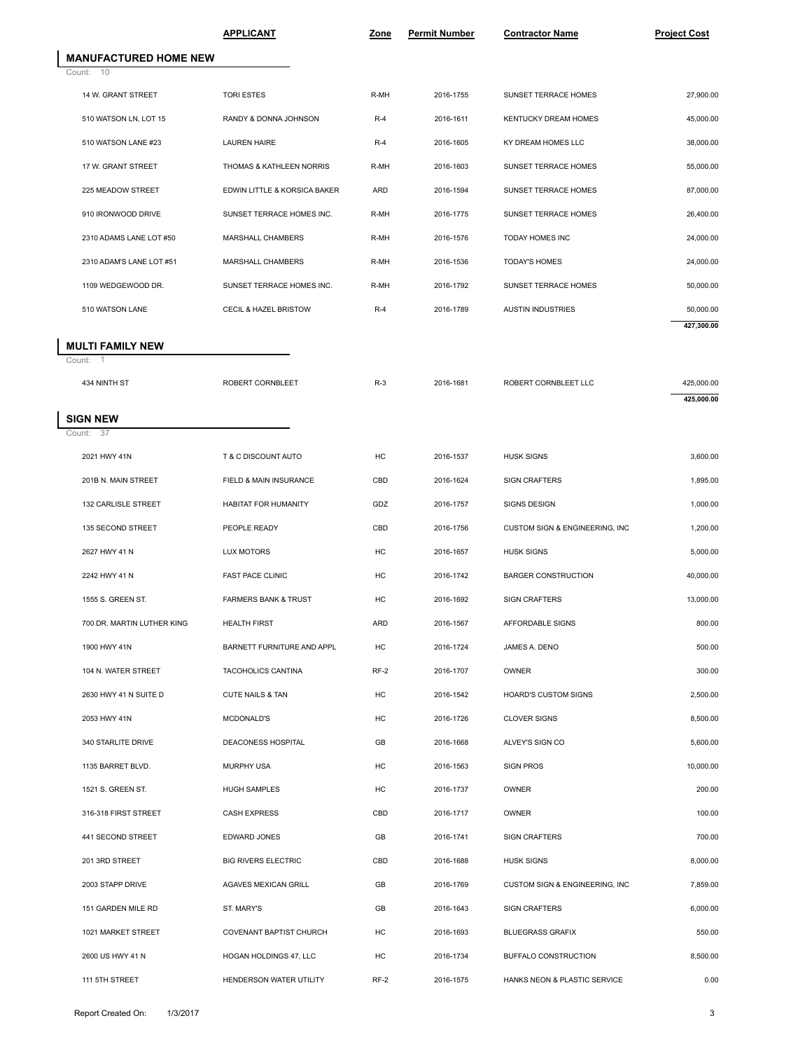| | APPLICANT | Zone | Permit Number | Contractor Name | Project Cost |
|---|---|---|---|---|---|

## MANUFACTURED HOME NEW

Count: 10

| Address | APPLICANT | Zone | Permit Number | Contractor Name | Project Cost |
|---|---|---|---|---|---|
| 14 W. GRANT STREET | TORI ESTES | R-MH | 2016-1755 | SUNSET TERRACE HOMES | 27,900.00 |
| 510 WATSON LN, LOT 15 | RANDY & DONNA JOHNSON | R-4 | 2016-1611 | KENTUCKY DREAM HOMES | 45,000.00 |
| 510 WATSON LANE #23 | LAUREN HAIRE | R-4 | 2016-1605 | KY DREAM HOMES LLC | 38,000.00 |
| 17 W. GRANT STREET | THOMAS & KATHLEEN NORRIS | R-MH | 2016-1603 | SUNSET TERRACE HOMES | 55,000.00 |
| 225 MEADOW STREET | EDWIN LITTLE & KORSICA BAKER | ARD | 2016-1594 | SUNSET TERRACE HOMES | 87,000.00 |
| 910 IRONWOOD DRIVE | SUNSET TERRACE HOMES INC. | R-MH | 2016-1775 | SUNSET TERRACE HOMES | 26,400.00 |
| 2310 ADAMS LANE LOT #50 | MARSHALL CHAMBERS | R-MH | 2016-1576 | TODAY HOMES INC | 24,000.00 |
| 2310 ADAM'S LANE LOT #51 | MARSHALL CHAMBERS | R-MH | 2016-1536 | TODAY'S HOMES | 24,000.00 |
| 1109 WEDGEWOOD DR. | SUNSET TERRACE HOMES INC. | R-MH | 2016-1792 | SUNSET TERRACE HOMES | 50,000.00 |
| 510 WATSON LANE | CECIL & HAZEL BRISTOW | R-4 | 2016-1789 | AUSTIN INDUSTRIES | 50,000.00 |
| | | | | | **427,300.00** |

## MULTI FAMILY NEW

Count: 1

| Address | APPLICANT | Zone | Permit Number | Contractor Name | Project Cost |
|---|---|---|---|---|---|
| 434 NINTH ST | ROBERT CORNBLEET | R-3 | 2016-1681 | ROBERT CORNBLEET LLC | 425,000.00 |
| | | | | | **425,000.00** |

## SIGN NEW

Count: 37

| Address | APPLICANT | Zone | Permit Number | Contractor Name | Project Cost |
|---|---|---|---|---|---|
| 2021 HWY 41N | T & C DISCOUNT AUTO | HC | 2016-1537 | HUSK SIGNS | 3,600.00 |
| 201B N. MAIN STREET | FIELD & MAIN INSURANCE | CBD | 2016-1624 | SIGN CRAFTERS | 1,895.00 |
| 132 CARLISLE STREET | HABITAT FOR HUMANITY | GDZ | 2016-1757 | SIGNS DESIGN | 1,000.00 |
| 135 SECOND STREET | PEOPLE READY | CBD | 2016-1756 | CUSTOM SIGN & ENGINEERING, INC | 1,200.00 |
| 2627 HWY 41 N | LUX MOTORS | HC | 2016-1657 | HUSK SIGNS | 5,000.00 |
| 2242 HWY 41 N | FAST PACE CLINIC | HC | 2016-1742 | BARGER CONSTRUCTION | 40,000.00 |
| 1555 S. GREEN ST. | FARMERS BANK & TRUST | HC | 2016-1692 | SIGN CRAFTERS | 13,000.00 |
| 700 DR. MARTIN LUTHER KING | HEALTH FIRST | ARD | 2016-1567 | AFFORDABLE SIGNS | 800.00 |
| 1900 HWY 41N | BARNETT FURNITURE AND APPL | HC | 2016-1724 | JAMES A. DENO | 500.00 |
| 104 N. WATER STREET | TACOHOLICS CANTINA | RF-2 | 2016-1707 | OWNER | 300.00 |
| 2630 HWY 41 N SUITE D | CUTE NAILS & TAN | HC | 2016-1542 | HOARD'S CUSTOM SIGNS | 2,500.00 |
| 2053 HWY 41N | MCDONALD'S | HC | 2016-1726 | CLOVER SIGNS | 8,500.00 |
| 340 STARLITE DRIVE | DEACONESS HOSPITAL | GB | 2016-1668 | ALVEY'S SIGN CO | 5,600.00 |
| 1135 BARRET BLVD. | MURPHY USA | HC | 2016-1563 | SIGN PROS | 10,000.00 |
| 1521 S. GREEN ST. | HUGH SAMPLES | HC | 2016-1737 | OWNER | 200.00 |
| 316-318 FIRST STREET | CASH EXPRESS | CBD | 2016-1717 | OWNER | 100.00 |
| 441 SECOND STREET | EDWARD JONES | GB | 2016-1741 | SIGN CRAFTERS | 700.00 |
| 201 3RD STREET | BIG RIVERS ELECTRIC | CBD | 2016-1688 | HUSK SIGNS | 8,000.00 |
| 2003 STAPP DRIVE | AGAVES MEXICAN GRILL | GB | 2016-1769 | CUSTOM SIGN & ENGINEERING, INC | 7,859.00 |
| 151 GARDEN MILE RD | ST. MARY'S | GB | 2016-1643 | SIGN CRAFTERS | 6,000.00 |
| 1021 MARKET STREET | COVENANT BAPTIST CHURCH | HC | 2016-1693 | BLUEGRASS GRAFIX | 550.00 |
| 2600 US HWY 41 N | HOGAN HOLDINGS 47, LLC | HC | 2016-1734 | BUFFALO CONSTRUCTION | 8,500.00 |
| 111 5TH STREET | HENDERSON WATER UTILITY | RF-2 | 2016-1575 | HANKS NEON & PLASTIC SERVICE | 0.00 |

Report Created On: 1/3/2017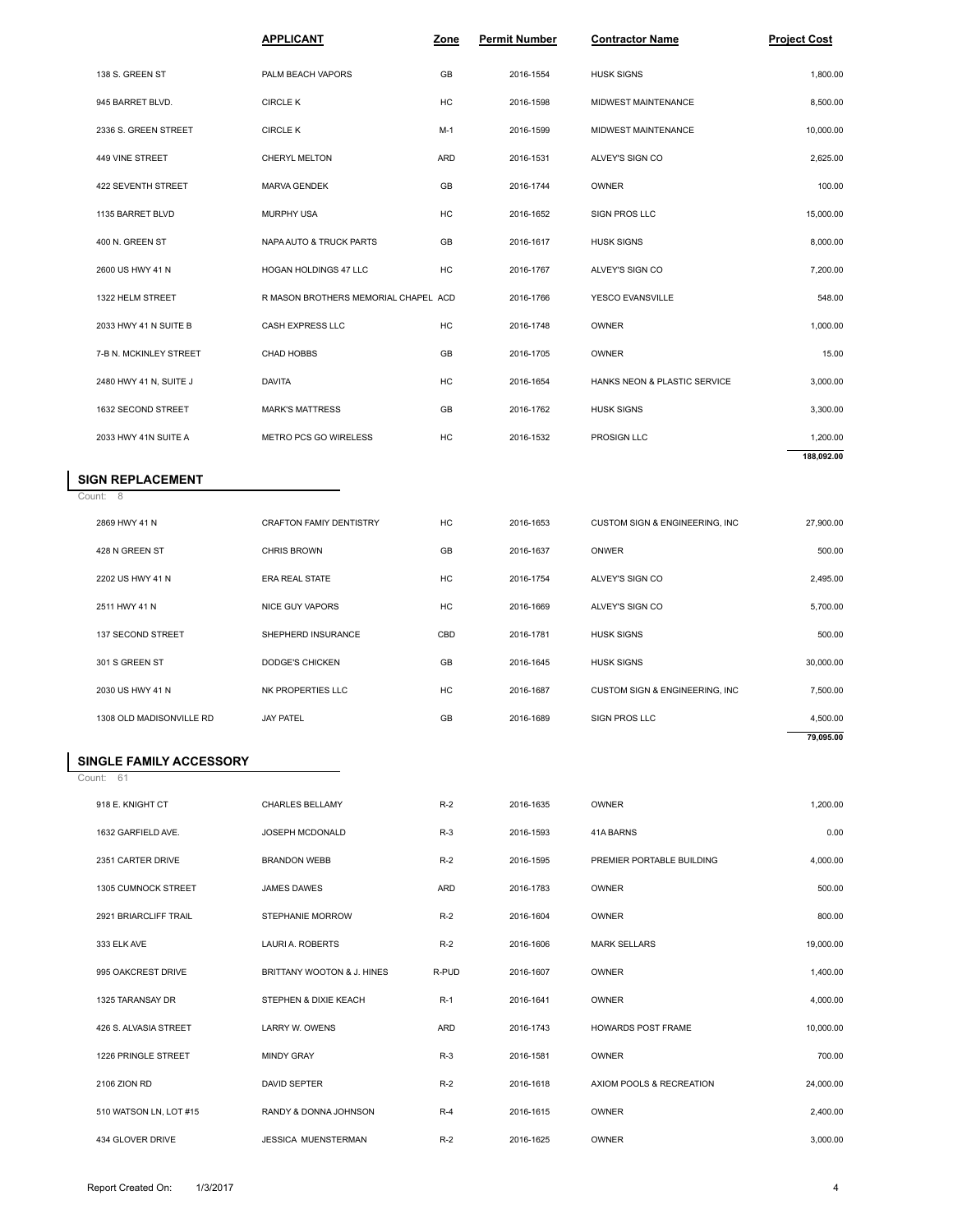| | APPLICANT | Zone | Permit Number | Contractor Name | Project Cost |
|---|---|---|---|---|---|
| 138 S. GREEN ST | PALM BEACH VAPORS | GB | 2016-1554 | HUSK SIGNS | 1,800.00 |
| 945 BARRET BLVD. | CIRCLE K | HC | 2016-1598 | MIDWEST MAINTENANCE | 8,500.00 |
| 2336 S. GREEN STREET | CIRCLE K | M-1 | 2016-1599 | MIDWEST MAINTENANCE | 10,000.00 |
| 449 VINE STREET | CHERYL MELTON | ARD | 2016-1531 | ALVEY'S SIGN CO | 2,625.00 |
| 422 SEVENTH STREET | MARVA GENDEK | GB | 2016-1744 | OWNER | 100.00 |
| 1135 BARRET BLVD | MURPHY USA | HC | 2016-1652 | SIGN PROS LLC | 15,000.00 |
| 400 N. GREEN ST | NAPA AUTO & TRUCK PARTS | GB | 2016-1617 | HUSK SIGNS | 8,000.00 |
| 2600 US HWY 41 N | HOGAN HOLDINGS 47 LLC | HC | 2016-1767 | ALVEY'S SIGN CO | 7,200.00 |
| 1322 HELM STREET | R MASON BROTHERS MEMORIAL CHAPEL | ACD | 2016-1766 | YESCO EVANSVILLE | 548.00 |
| 2033 HWY 41 N SUITE B | CASH EXPRESS LLC | HC | 2016-1748 | OWNER | 1,000.00 |
| 7-B N. MCKINLEY STREET | CHAD HOBBS | GB | 2016-1705 | OWNER | 15.00 |
| 2480 HWY 41 N, SUITE J | DAVITA | HC | 2016-1654 | HANKS NEON & PLASTIC SERVICE | 3,000.00 |
| 1632 SECOND STREET | MARK'S MATTRESS | GB | 2016-1762 | HUSK SIGNS | 3,300.00 |
| 2033 HWY 41N SUITE A | METRO PCS GO WIRELESS | HC | 2016-1532 | PROSIGN LLC | 1,200.00 |
| | | | | | **188,092.00** |

## SIGN REPLACEMENT

Count: 8

| | APPLICANT | Zone | Permit Number | Contractor Name | Project Cost |
|---|---|---|---|---|---|
| 2869 HWY 41 N | CRAFTON FAMIY DENTISTRY | HC | 2016-1653 | CUSTOM SIGN & ENGINEERING, INC | 27,900.00 |
| 428 N GREEN ST | CHRIS BROWN | GB | 2016-1637 | ONWER | 500.00 |
| 2202 US HWY 41 N | ERA REAL STATE | HC | 2016-1754 | ALVEY'S SIGN CO | 2,495.00 |
| 2511 HWY 41 N | NICE GUY VAPORS | HC | 2016-1669 | ALVEY'S SIGN CO | 5,700.00 |
| 137 SECOND STREET | SHEPHERD INSURANCE | CBD | 2016-1781 | HUSK SIGNS | 500.00 |
| 301 S GREEN ST | DODGE'S CHICKEN | GB | 2016-1645 | HUSK SIGNS | 30,000.00 |
| 2030 US HWY 41 N | NK PROPERTIES LLC | HC | 2016-1687 | CUSTOM SIGN & ENGINEERING, INC | 7,500.00 |
| 1308 OLD MADISONVILLE RD | JAY PATEL | GB | 2016-1689 | SIGN PROS LLC | 4,500.00 |
| | | | | | **79,095.00** |

## SINGLE FAMILY ACCESSORY

Count: 61

| | APPLICANT | Zone | Permit Number | Contractor Name | Project Cost |
|---|---|---|---|---|---|
| 918 E. KNIGHT CT | CHARLES BELLAMY | R-2 | 2016-1635 | OWNER | 1,200.00 |
| 1632 GARFIELD AVE. | JOSEPH MCDONALD | R-3 | 2016-1593 | 41A BARNS | 0.00 |
| 2351 CARTER DRIVE | BRANDON WEBB | R-2 | 2016-1595 | PREMIER PORTABLE BUILDING | 4,000.00 |
| 1305 CUMNOCK STREET | JAMES DAWES | ARD | 2016-1783 | OWNER | 500.00 |
| 2921 BRIARCLIFF TRAIL | STEPHANIE MORROW | R-2 | 2016-1604 | OWNER | 800.00 |
| 333 ELK AVE | LAURI A. ROBERTS | R-2 | 2016-1606 | MARK SELLARS | 19,000.00 |
| 995 OAKCREST DRIVE | BRITTANY WOOTON & J. HINES | R-PUD | 2016-1607 | OWNER | 1,400.00 |
| 1325 TARANSAY DR | STEPHEN & DIXIE KEACH | R-1 | 2016-1641 | OWNER | 4,000.00 |
| 426 S. ALVASIA STREET | LARRY W. OWENS | ARD | 2016-1743 | HOWARDS POST FRAME | 10,000.00 |
| 1226 PRINGLE STREET | MINDY GRAY | R-3 | 2016-1581 | OWNER | 700.00 |
| 2106 ZION RD | DAVID SEPTER | R-2 | 2016-1618 | AXIOM POOLS & RECREATION | 24,000.00 |
| 510 WATSON LN, LOT #15 | RANDY & DONNA JOHNSON | R-4 | 2016-1615 | OWNER | 2,400.00 |
| 434 GLOVER DRIVE | JESSICA MUENSTERMAN | R-2 | 2016-1625 | OWNER | 3,000.00 |

Report Created On: 1/3/2017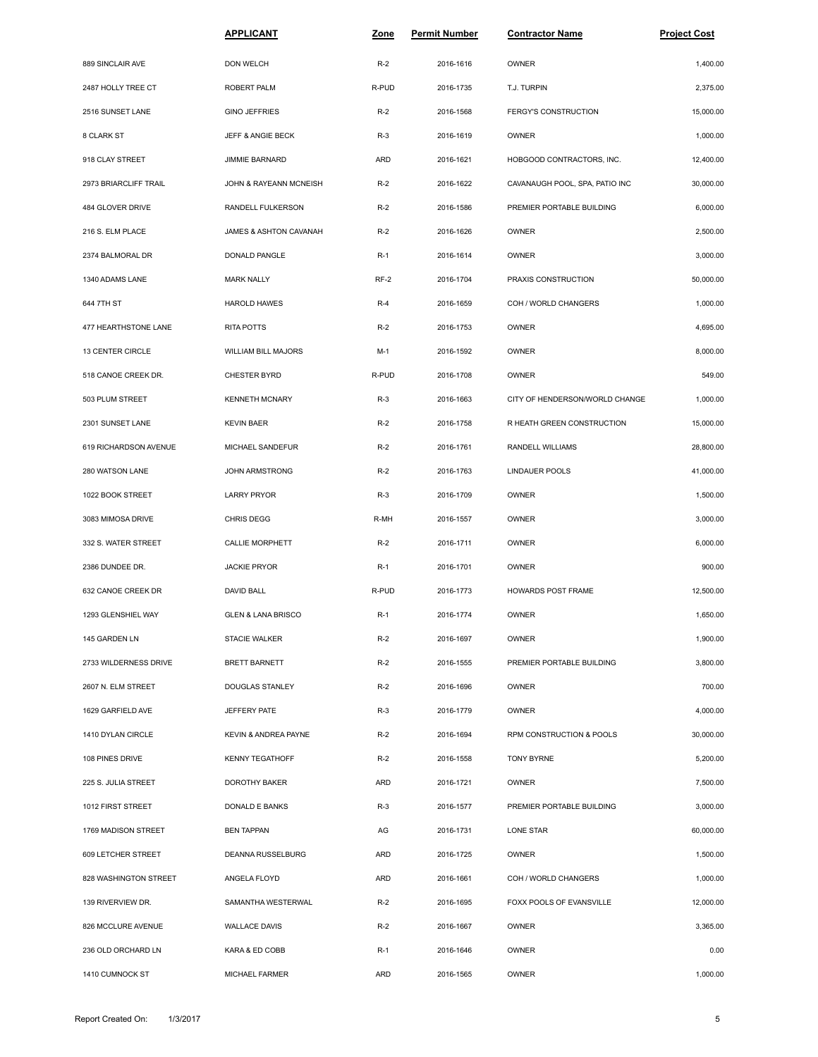| | APPLICANT | Zone | Permit Number | Contractor Name | Project Cost |
|---|---|---|---|---|---|
| 889 SINCLAIR AVE | DON WELCH | R-2 | 2016-1616 | OWNER | 1,400.00 |
| 2487 HOLLY TREE CT | ROBERT PALM | R-PUD | 2016-1735 | T.J. TURPIN | 2,375.00 |
| 2516 SUNSET LANE | GINO JEFFRIES | R-2 | 2016-1568 | FERGY'S CONSTRUCTION | 15,000.00 |
| 8 CLARK ST | JEFF & ANGIE BECK | R-3 | 2016-1619 | OWNER | 1,000.00 |
| 918 CLAY STREET | JIMMIE BARNARD | ARD | 2016-1621 | HOBGOOD CONTRACTORS, INC. | 12,400.00 |
| 2973 BRIARCLIFF TRAIL | JOHN & RAYEANN MCNEISH | R-2 | 2016-1622 | CAVANAUGH POOL, SPA, PATIO INC | 30,000.00 |
| 484 GLOVER DRIVE | RANDELL FULKERSON | R-2 | 2016-1586 | PREMIER PORTABLE BUILDING | 6,000.00 |
| 216 S. ELM PLACE | JAMES & ASHTON CAVANAH | R-2 | 2016-1626 | OWNER | 2,500.00 |
| 2374 BALMORAL DR | DONALD PANGLE | R-1 | 2016-1614 | OWNER | 3,000.00 |
| 1340 ADAMS LANE | MARK NALLY | RF-2 | 2016-1704 | PRAXIS CONSTRUCTION | 50,000.00 |
| 644 7TH ST | HAROLD HAWES | R-4 | 2016-1659 | COH / WORLD CHANGERS | 1,000.00 |
| 477 HEARTHSTONE LANE | RITA POTTS | R-2 | 2016-1753 | OWNER | 4,695.00 |
| 13 CENTER CIRCLE | WILLIAM BILL MAJORS | M-1 | 2016-1592 | OWNER | 8,000.00 |
| 518 CANOE CREEK DR. | CHESTER BYRD | R-PUD | 2016-1708 | OWNER | 549.00 |
| 503 PLUM STREET | KENNETH MCNARY | R-3 | 2016-1663 | CITY OF HENDERSON/WORLD CHANGE | 1,000.00 |
| 2301 SUNSET LANE | KEVIN BAER | R-2 | 2016-1758 | R HEATH GREEN CONSTRUCTION | 15,000.00 |
| 619 RICHARDSON AVENUE | MICHAEL SANDEFUR | R-2 | 2016-1761 | RANDELL WILLIAMS | 28,800.00 |
| 280 WATSON LANE | JOHN ARMSTRONG | R-2 | 2016-1763 | LINDAUER POOLS | 41,000.00 |
| 1022 BOOK STREET | LARRY PRYOR | R-3 | 2016-1709 | OWNER | 1,500.00 |
| 3083 MIMOSA DRIVE | CHRIS DEGG | R-MH | 2016-1557 | OWNER | 3,000.00 |
| 332 S. WATER STREET | CALLIE MORPHETT | R-2 | 2016-1711 | OWNER | 6,000.00 |
| 2386 DUNDEE DR. | JACKIE PRYOR | R-1 | 2016-1701 | OWNER | 900.00 |
| 632 CANOE CREEK DR | DAVID BALL | R-PUD | 2016-1773 | HOWARDS POST FRAME | 12,500.00 |
| 1293 GLENSHIEL WAY | GLEN & LANA BRISCO | R-1 | 2016-1774 | OWNER | 1,650.00 |
| 145 GARDEN LN | STACIE WALKER | R-2 | 2016-1697 | OWNER | 1,900.00 |
| 2733 WILDERNESS DRIVE | BRETT BARNETT | R-2 | 2016-1555 | PREMIER PORTABLE BUILDING | 3,800.00 |
| 2607 N. ELM STREET | DOUGLAS STANLEY | R-2 | 2016-1696 | OWNER | 700.00 |
| 1629 GARFIELD AVE | JEFFERY PATE | R-3 | 2016-1779 | OWNER | 4,000.00 |
| 1410 DYLAN CIRCLE | KEVIN & ANDREA PAYNE | R-2 | 2016-1694 | RPM CONSTRUCTION & POOLS | 30,000.00 |
| 108 PINES DRIVE | KENNY TEGATHOFF | R-2 | 2016-1558 | TONY BYRNE | 5,200.00 |
| 225 S. JULIA STREET | DOROTHY BAKER | ARD | 2016-1721 | OWNER | 7,500.00 |
| 1012 FIRST STREET | DONALD E BANKS | R-3 | 2016-1577 | PREMIER PORTABLE BUILDING | 3,000.00 |
| 1769 MADISON STREET | BEN TAPPAN | AG | 2016-1731 | LONE STAR | 60,000.00 |
| 609 LETCHER STREET | DEANNA RUSSELBURG | ARD | 2016-1725 | OWNER | 1,500.00 |
| 828 WASHINGTON STREET | ANGELA FLOYD | ARD | 2016-1661 | COH / WORLD CHANGERS | 1,000.00 |
| 139 RIVERVIEW DR. | SAMANTHA WESTERWAL | R-2 | 2016-1695 | FOXX POOLS OF EVANSVILLE | 12,000.00 |
| 826 MCCLURE AVENUE | WALLACE DAVIS | R-2 | 2016-1667 | OWNER | 3,365.00 |
| 236 OLD ORCHARD LN | KARA & ED COBB | R-1 | 2016-1646 | OWNER | 0.00 |
| 1410 CUMNOCK ST | MICHAEL FARMER | ARD | 2016-1565 | OWNER | 1,000.00 |

Report Created On: 1/3/2017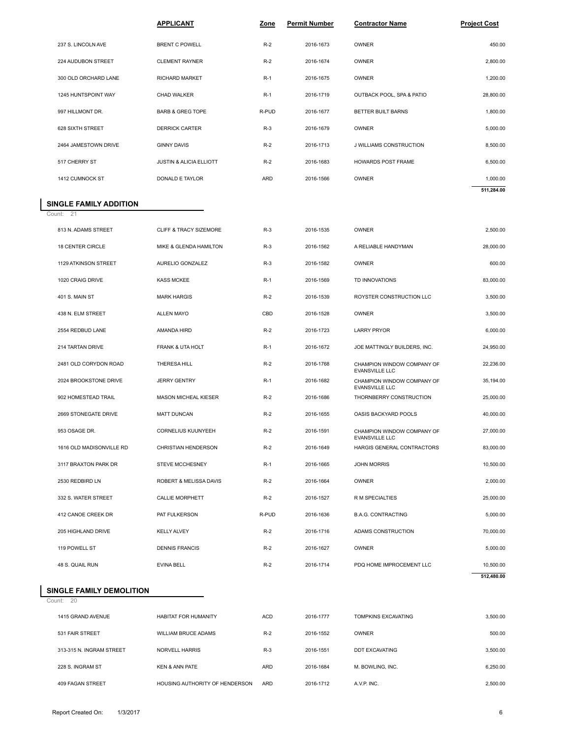| | APPLICANT | Zone | Permit Number | Contractor Name | Project Cost |
|---|---|---|---|---|---|
| 237 S. LINCOLN AVE | BRENT C POWELL | R-2 | 2016-1673 | OWNER | 450.00 |
| 224 AUDUBON STREET | CLEMENT RAYNER | R-2 | 2016-1674 | OWNER | 2,800.00 |
| 300 OLD ORCHARD LANE | RICHARD MARKET | R-1 | 2016-1675 | OWNER | 1,200.00 |
| 1245 HUNTSPOINT WAY | CHAD WALKER | R-1 | 2016-1719 | OUTBACK POOL, SPA & PATIO | 28,800.00 |
| 997 HILLMONT DR. | BARB & GREG TOPE | R-PUD | 2016-1677 | BETTER BUILT BARNS | 1,800.00 |
| 628 SIXTH STREET | DERRICK CARTER | R-3 | 2016-1679 | OWNER | 5,000.00 |
| 2464 JAMESTOWN DRIVE | GINNY DAVIS | R-2 | 2016-1713 | J WILLIAMS CONSTRUCTION | 8,500.00 |
| 517 CHERRY ST | JUSTIN & ALICIA ELLIOTT | R-2 | 2016-1683 | HOWARDS POST FRAME | 6,500.00 |
| 1412 CUMNOCK ST | DONALD E TAYLOR | ARD | 2016-1566 | OWNER | 1,000.00 |
| | | | | | **511,284.00** |

## SINGLE FAMILY ADDITION

Count: 21

| | APPLICANT | Zone | Permit Number | Contractor Name | Project Cost |
|---|---|---|---|---|---|
| 813 N. ADAMS STREET | CLIFF & TRACY SIZEMORE | R-3 | 2016-1535 | OWNER | 2,500.00 |
| 18 CENTER CIRCLE | MIKE & GLENDA HAMILTON | R-3 | 2016-1562 | A RELIABLE HANDYMAN | 28,000.00 |
| 1129 ATKINSON STREET | AURELIO GONZALEZ | R-3 | 2016-1582 | OWNER | 600.00 |
| 1020 CRAIG DRIVE | KASS MCKEE | R-1 | 2016-1569 | TD INNOVATIONS | 83,000.00 |
| 401 S. MAIN ST | MARK HARGIS | R-2 | 2016-1539 | ROYSTER CONSTRUCTION LLC | 3,500.00 |
| 438 N. ELM STREET | ALLEN MAYO | CBD | 2016-1528 | OWNER | 3,500.00 |
| 2554 REDBUD LANE | AMANDA HIRD | R-2 | 2016-1723 | LARRY PRYOR | 6,000.00 |
| 214 TARTAN DRIVE | FRANK & UTA HOLT | R-1 | 2016-1672 | JOE MATTINGLY BUILDERS, INC. | 24,950.00 |
| 2481 OLD CORYDON ROAD | THERESA HILL | R-2 | 2016-1768 | CHAMPION WINDOW COMPANY OF EVANSVILLE LLC | 22,236.00 |
| 2024 BROOKSTONE DRIVE | JERRY GENTRY | R-1 | 2016-1682 | CHAMPION WINDOW COMPANY OF EVANSVILLE LLC | 35,194.00 |
| 902 HOMESTEAD TRAIL | MASON MICHEAL KIESER | R-2 | 2016-1686 | THORNBERRY CONSTRUCTION | 25,000.00 |
| 2669 STONEGATE DRIVE | MATT DUNCAN | R-2 | 2016-1655 | OASIS BACKYARD POOLS | 40,000.00 |
| 953 OSAGE DR. | CORNELIUS KUUNYEEH | R-2 | 2016-1591 | CHAMPION WINDOW COMPANY OF EVANSVILLE LLC | 27,000.00 |
| 1616 OLD MADISONVILLE RD | CHRISTIAN HENDERSON | R-2 | 2016-1649 | HARGIS GENERAL CONTRACTORS | 83,000.00 |
| 3117 BRAXTON PARK DR | STEVE MCCHESNEY | R-1 | 2016-1665 | JOHN MORRIS | 10,500.00 |
| 2530 REDBIRD LN | ROBERT & MELISSA DAVIS | R-2 | 2016-1664 | OWNER | 2,000.00 |
| 332 S. WATER STREET | CALLIE MORPHETT | R-2 | 2016-1527 | R M SPECIALTIES | 25,000.00 |
| 412 CANOE CREEK DR | PAT FULKERSON | R-PUD | 2016-1636 | B.A.G. CONTRACTING | 5,000.00 |
| 205 HIGHLAND DRIVE | KELLY ALVEY | R-2 | 2016-1716 | ADAMS CONSTRUCTION | 70,000.00 |
| 119 POWELL ST | DENNIS FRANCIS | R-2 | 2016-1627 | OWNER | 5,000.00 |
| 48 S. QUAIL RUN | EVINA BELL | R-2 | 2016-1714 | PDQ HOME IMPROCEMENT LLC | 10,500.00 |
| | | | | | **512,480.00** |

## SINGLE FAMILY DEMOLITION

Count: 20

| | APPLICANT | Zone | Permit Number | Contractor Name | Project Cost |
|---|---|---|---|---|---|
| 1415 GRAND AVENUE | HABITAT FOR HUMANITY | ACD | 2016-1777 | TOMPKINS EXCAVATING | 3,500.00 |
| 531 FAIR STREET | WILLIAM BRUCE ADAMS | R-2 | 2016-1552 | OWNER | 500.00 |
| 313-315 N. INGRAM STREET | NORVELL HARRIS | R-3 | 2016-1551 | DDT EXCAVATING | 3,500.00 |
| 228 S. INGRAM ST | KEN & ANN PATE | ARD | 2016-1684 | M. BOWLING, INC. | 6,250.00 |
| 409 FAGAN STREET | HOUSING AUTHORITY OF HENDERSON | ARD | 2016-1712 | A.V.P. INC. | 2,500.00 |

Report Created On: 1/3/2017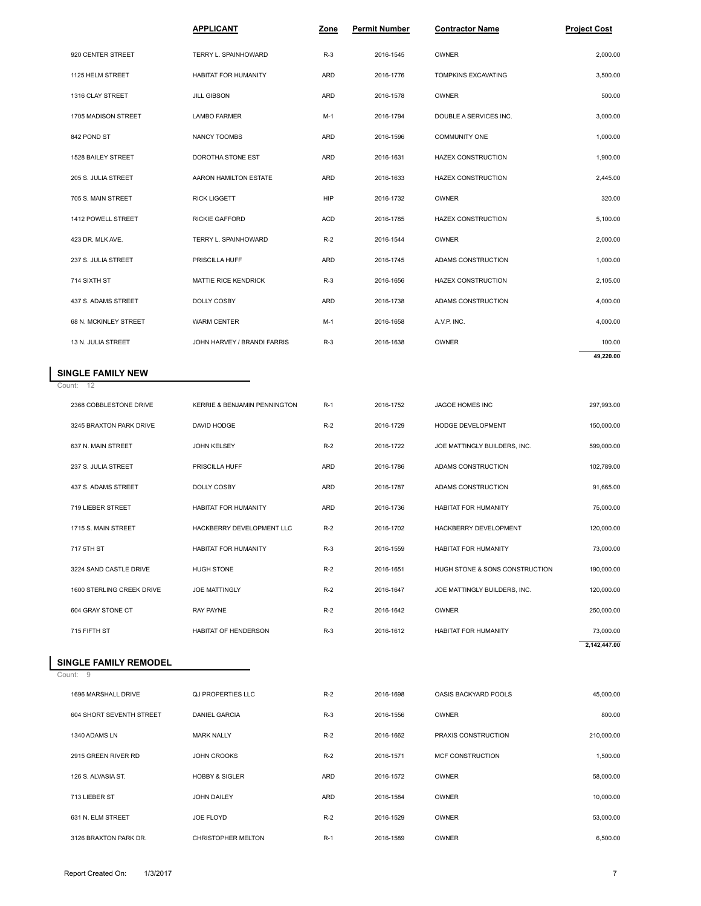| | APPLICANT | Zone | Permit Number | Contractor Name | Project Cost |
|---|---|---|---|---|---|
| 920 CENTER STREET | TERRY L. SPAINHOWARD | R-3 | 2016-1545 | OWNER | 2,000.00 |
| 1125 HELM STREET | HABITAT FOR HUMANITY | ARD | 2016-1776 | TOMPKINS EXCAVATING | 3,500.00 |
| 1316 CLAY STREET | JILL GIBSON | ARD | 2016-1578 | OWNER | 500.00 |
| 1705 MADISON STREET | LAMBO FARMER | M-1 | 2016-1794 | DOUBLE A SERVICES INC. | 3,000.00 |
| 842 POND ST | NANCY TOOMBS | ARD | 2016-1596 | COMMUNITY ONE | 1,000.00 |
| 1528 BAILEY STREET | DOROTHA STONE EST | ARD | 2016-1631 | HAZEX CONSTRUCTION | 1,900.00 |
| 205 S. JULIA STREET | AARON HAMILTON ESTATE | ARD | 2016-1633 | HAZEX CONSTRUCTION | 2,445.00 |
| 705 S. MAIN STREET | RICK LIGGETT | HIP | 2016-1732 | OWNER | 320.00 |
| 1412 POWELL STREET | RICKIE GAFFORD | ACD | 2016-1785 | HAZEX CONSTRUCTION | 5,100.00 |
| 423 DR. MLK AVE. | TERRY L. SPAINHOWARD | R-2 | 2016-1544 | OWNER | 2,000.00 |
| 237 S. JULIA STREET | PRISCILLA HUFF | ARD | 2016-1745 | ADAMS CONSTRUCTION | 1,000.00 |
| 714 SIXTH ST | MATTIE RICE KENDRICK | R-3 | 2016-1656 | HAZEX CONSTRUCTION | 2,105.00 |
| 437 S. ADAMS STREET | DOLLY COSBY | ARD | 2016-1738 | ADAMS CONSTRUCTION | 4,000.00 |
| 68 N. MCKINLEY STREET | WARM CENTER | M-1 | 2016-1658 | A.V.P. INC. | 4,000.00 |
| 13 N. JULIA STREET | JOHN HARVEY / BRANDI FARRIS | R-3 | 2016-1638 | OWNER | 100.00 |
| | | | | | **49,220.00** |

## SINGLE FAMILY NEW

Count: 12

| | APPLICANT | Zone | Permit Number | Contractor Name | Project Cost |
|---|---|---|---|---|---|
| 2368 COBBLESTONE DRIVE | KERRIE & BENJAMIN PENNINGTON | R-1 | 2016-1752 | JAGOE HOMES INC | 297,993.00 |
| 3245 BRAXTON PARK DRIVE | DAVID HODGE | R-2 | 2016-1729 | HODGE DEVELOPMENT | 150,000.00 |
| 637 N. MAIN STREET | JOHN KELSEY | R-2 | 2016-1722 | JOE MATTINGLY BUILDERS, INC. | 599,000.00 |
| 237 S. JULIA STREET | PRISCILLA HUFF | ARD | 2016-1786 | ADAMS CONSTRUCTION | 102,789.00 |
| 437 S. ADAMS STREET | DOLLY COSBY | ARD | 2016-1787 | ADAMS CONSTRUCTION | 91,665.00 |
| 719 LIEBER STREET | HABITAT FOR HUMANITY | ARD | 2016-1736 | HABITAT FOR HUMANITY | 75,000.00 |
| 1715 S. MAIN STREET | HACKBERRY DEVELOPMENT LLC | R-2 | 2016-1702 | HACKBERRY DEVELOPMENT | 120,000.00 |
| 717 5TH ST | HABITAT FOR HUMANITY | R-3 | 2016-1559 | HABITAT FOR HUMANITY | 73,000.00 |
| 3224 SAND CASTLE DRIVE | HUGH STONE | R-2 | 2016-1651 | HUGH STONE & SONS CONSTRUCTION | 190,000.00 |
| 1600 STERLING CREEK DRIVE | JOE MATTINGLY | R-2 | 2016-1647 | JOE MATTINGLY BUILDERS, INC. | 120,000.00 |
| 604 GRAY STONE CT | RAY PAYNE | R-2 | 2016-1642 | OWNER | 250,000.00 |
| 715 FIFTH ST | HABITAT OF HENDERSON | R-3 | 2016-1612 | HABITAT FOR HUMANITY | 73,000.00 |
| | | | | | **2,142,447.00** |

## SINGLE FAMILY REMODEL

Count: 9

| | APPLICANT | Zone | Permit Number | Contractor Name | Project Cost |
|---|---|---|---|---|---|
| 1696 MARSHALL DRIVE | QJ PROPERTIES LLC | R-2 | 2016-1698 | OASIS BACKYARD POOLS | 45,000.00 |
| 604 SHORT SEVENTH STREET | DANIEL GARCIA | R-3 | 2016-1556 | OWNER | 800.00 |
| 1340 ADAMS LN | MARK NALLY | R-2 | 2016-1662 | PRAXIS CONSTRUCTION | 210,000.00 |
| 2915 GREEN RIVER RD | JOHN CROOKS | R-2 | 2016-1571 | MCF CONSTRUCTION | 1,500.00 |
| 126 S. ALVASIA ST. | HOBBY & SIGLER | ARD | 2016-1572 | OWNER | 58,000.00 |
| 713 LIEBER ST | JOHN DAILEY | ARD | 2016-1584 | OWNER | 10,000.00 |
| 631 N. ELM STREET | JOE FLOYD | R-2 | 2016-1529 | OWNER | 53,000.00 |
| 3126 BRAXTON PARK DR. | CHRISTOPHER MELTON | R-1 | 2016-1589 | OWNER | 6,500.00 |

Report Created On: 1/3/2017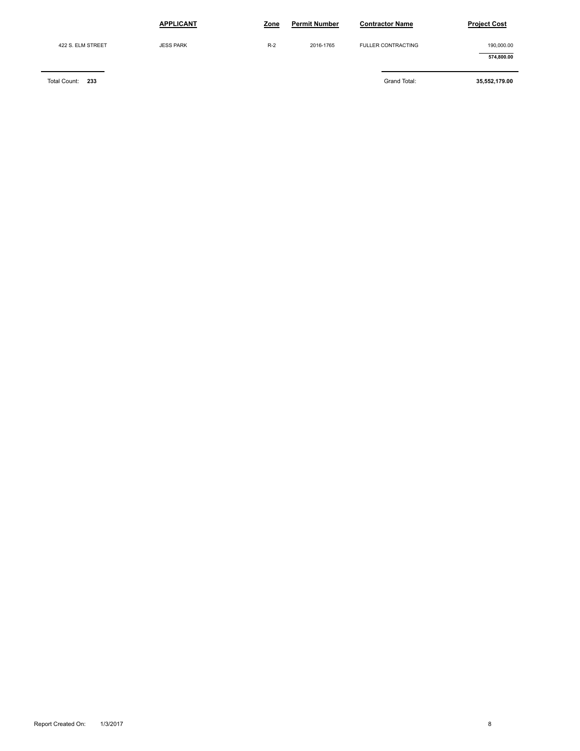| | APPLICANT | Zone | Permit Number | Contractor Name | Project Cost |
|---|---|---|---|---|---|
| 422 S. ELM STREET | JESS PARK | R-2 | 2016-1765 | FULLER CONTRACTING | 190,000.00 |
| | | | | | **574,800.00** |

Total Count: **233**

Grand Total: **35,552,179.00**

Report Created On: 1/3/2017